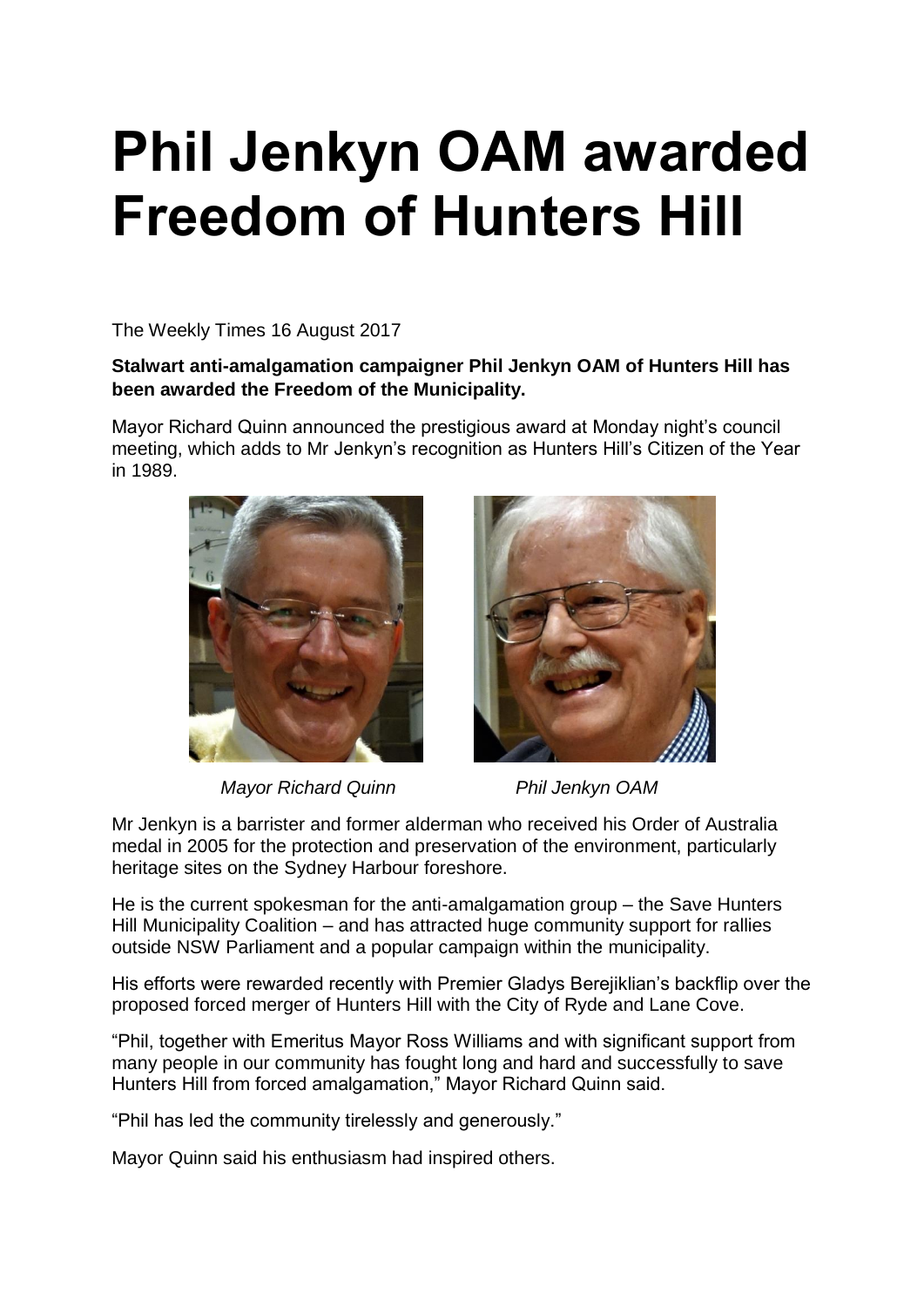# Phil Jenkyn OAM awarded Freedom of Hunters Hill

The Weekly Times 16 August 2017

**Stalwart anti-amalgamation campaigner Phil Jenkyn OAM of Hunters Hill has been awarded the Freedom of the Municipality.**

Mayor Richard Quinn announced the prestigious award at Monday night's council meeting, which adds to Mr Jenkyn's recognition as Hunters Hill's Citizen of the Year in 1989.

*Mayor Richard Quinn*

*Phil Jenkyn OAM*

Mr Jenkyn is a barrister and former alderman who received his Order of Australia medal in 2005 for the protection and preservation of the environment, particularly heritage sites on the Sydney Harbour foreshore.

He is the current spokesman for the anti-amalgamation group – the Save Hunters Hill Municipality Coalition – and has attracted huge community support for rallies outside NSW Parliament and a popular campaign within the municipality.

His efforts were rewarded recently with Premier Gladys Berejiklian's backflip over the proposed forced merger of Hunters Hill with the City of Ryde and Lane Cove.

"Phil, together with Emeritus Mayor Ross Williams and with significant support from many people in our community has fought long and hard and successfully to save Hunters Hill from forced amalgamation," Mayor Richard Quinn said.

"Phil has led the community tirelessly and generously."

Mayor Quinn said his enthusiasm had inspired others.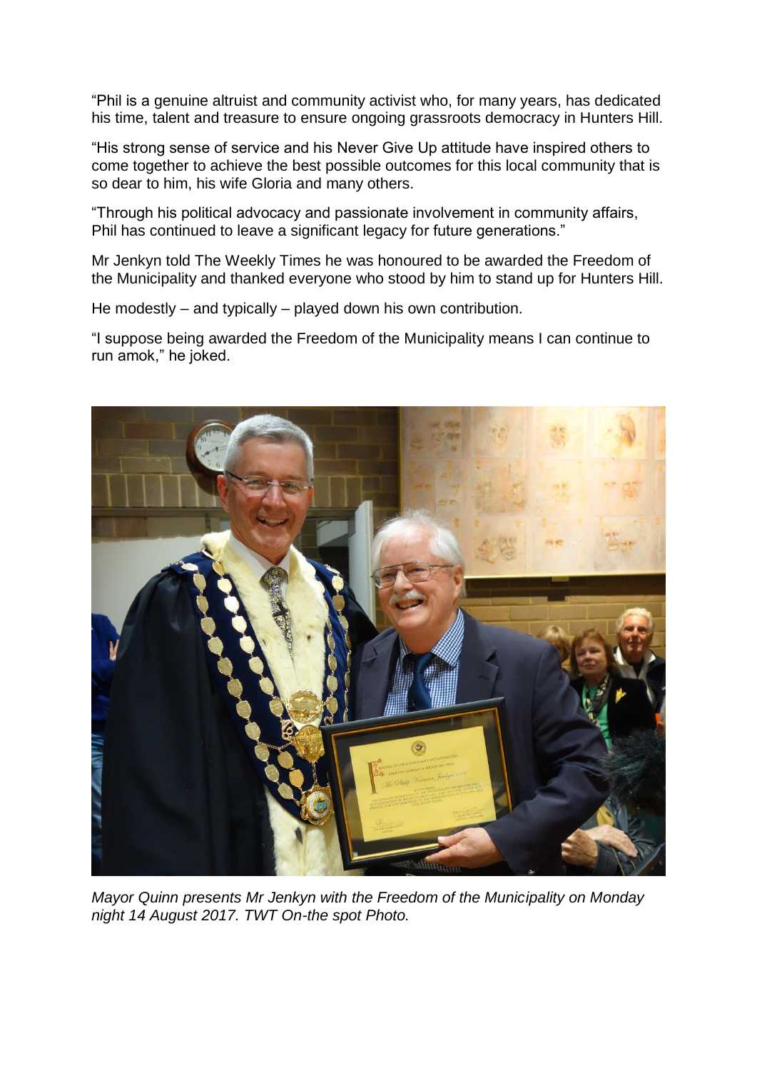"Phil is a genuine altruist and community activist who, for many years, has dedicated his time, talent and treasure to ensure ongoing grassroots democracy in Hunters Hill.

"His strong sense of service and his Never Give Up attitude have inspired others to come together to achieve the best possible outcomes for this local community that is so dear to him, his wife Gloria and many others.

"Through his political advocacy and passionate involvement in community affairs, Phil has continued to leave a significant legacy for future generations."

Mr Jenkyn told The Weekly Times he was honoured to be awarded the Freedom of the Municipality and thanked everyone who stood by him to stand up for Hunters Hill.

He modestly – and typically – played down his own contribution.

"I suppose being awarded the Freedom of the Municipality means I can continue to run amok," he joked.

*Mayor Quinn presents Mr Jenkyn with the Freedom of the Municipality on Monday night 14 August 2017. TWT On-the spot Photo.*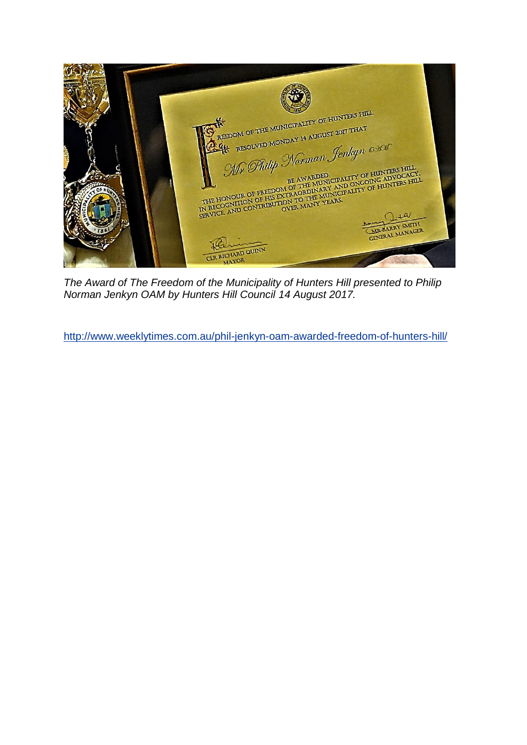*The Award of The Freedom of the Municipality of Hunters Hill presented to Philip Norman Jenkyn OAM by Hunters Hill Council 14 August 2017.*

http://www.weeklytimes.com.au/phil-jenkyn-oam-awarded-freedom-of-hunters-hill/